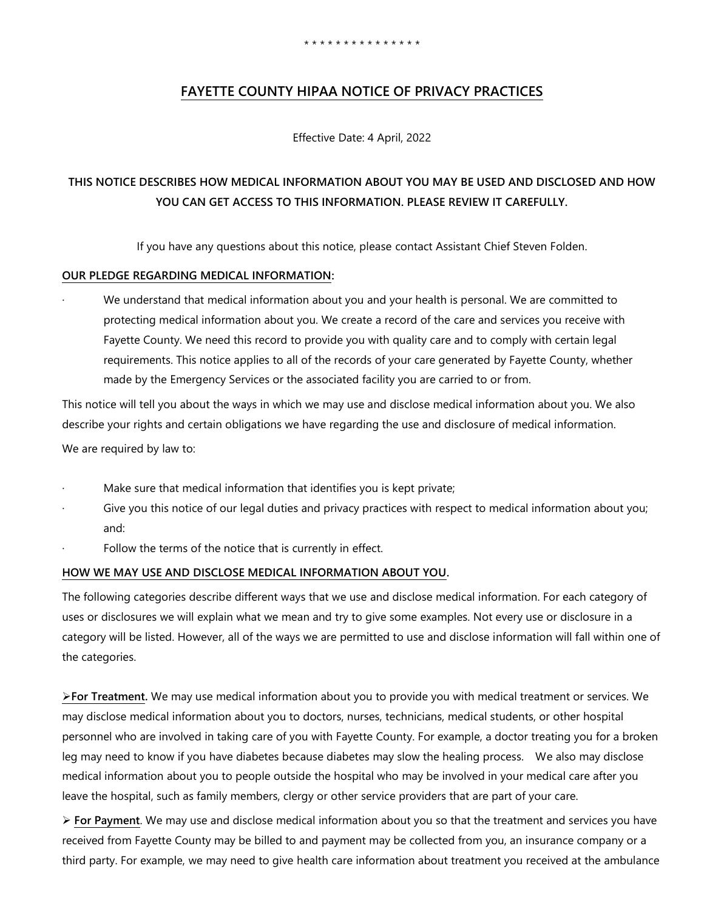\* \* \* \* \* \* \* \* \* \* \* \* \* \* \*

# FAYETTE COUNTY HIPAA NOTICE OF PRIVACY PRACTICES

Effective Date: 4 April, 2022

**THIS NOTICE DESCRIBES HOW MEDICAL INFORMATION ABOUT YOU MAY BE USED AND DISCLOSED AND HOW YOU CAN GET ACCESS TO THIS INFORMATION. PLEASE REVIEW IT CAREFULLY.**

If you have any questions about this notice, please contact Assistant Chief Steven Folden.

## OUR PLEDGE REGARDING MEDICAL INFORMATION:

- We understand that medical information about you and your health is personal. We are committed to protecting medical information about you. We create a record of the care and services you receive with Fayette County. We need this record to provide you with quality care and to comply with certain legal requirements. This notice applies to all of the records of your care generated by Fayette County, whether made by the Emergency Services or the associated facility you are carried to or from.

This notice will tell you about the ways in which we may use and disclose medical information about you. We also describe your rights and certain obligations we have regarding the use and disclosure of medical information.

We are required by law to:

- Make sure that medical information that identifies you is kept private;
- Give you this notice of our legal duties and privacy practices with respect to medical information about you; and:
- Follow the terms of the notice that is currently in effect.

## HOW WE MAY USE AND DISCLOSE MEDICAL INFORMATION ABOUT YOU.

The following categories describe different ways that we use and disclose medical information. For each category of uses or disclosures we will explain what we mean and try to give some examples. Not every use or disclosure in a category will be listed. However, all of the ways we are permitted to use and disclose information will fall within one of the categories.

➢ **For Treatment.** We may use medical information about you to provide you with medical treatment or services. We may disclose medical information about you to doctors, nurses, technicians, medical students, or other hospital personnel who are involved in taking care of you with Fayette County. For example, a doctor treating you for a broken leg may need to know if you have diabetes because diabetes may slow the healing process. We also may disclose medical information about you to people outside the hospital who may be involved in your medical care after you leave the hospital, such as family members, clergy or other service providers that are part of your care.

➢ **For Payment**. We may use and disclose medical information about you so that the treatment and services you have received from Fayette County may be billed to and payment may be collected from you, an insurance company or a third party. For example, we may need to give health care information about treatment you received at the ambulance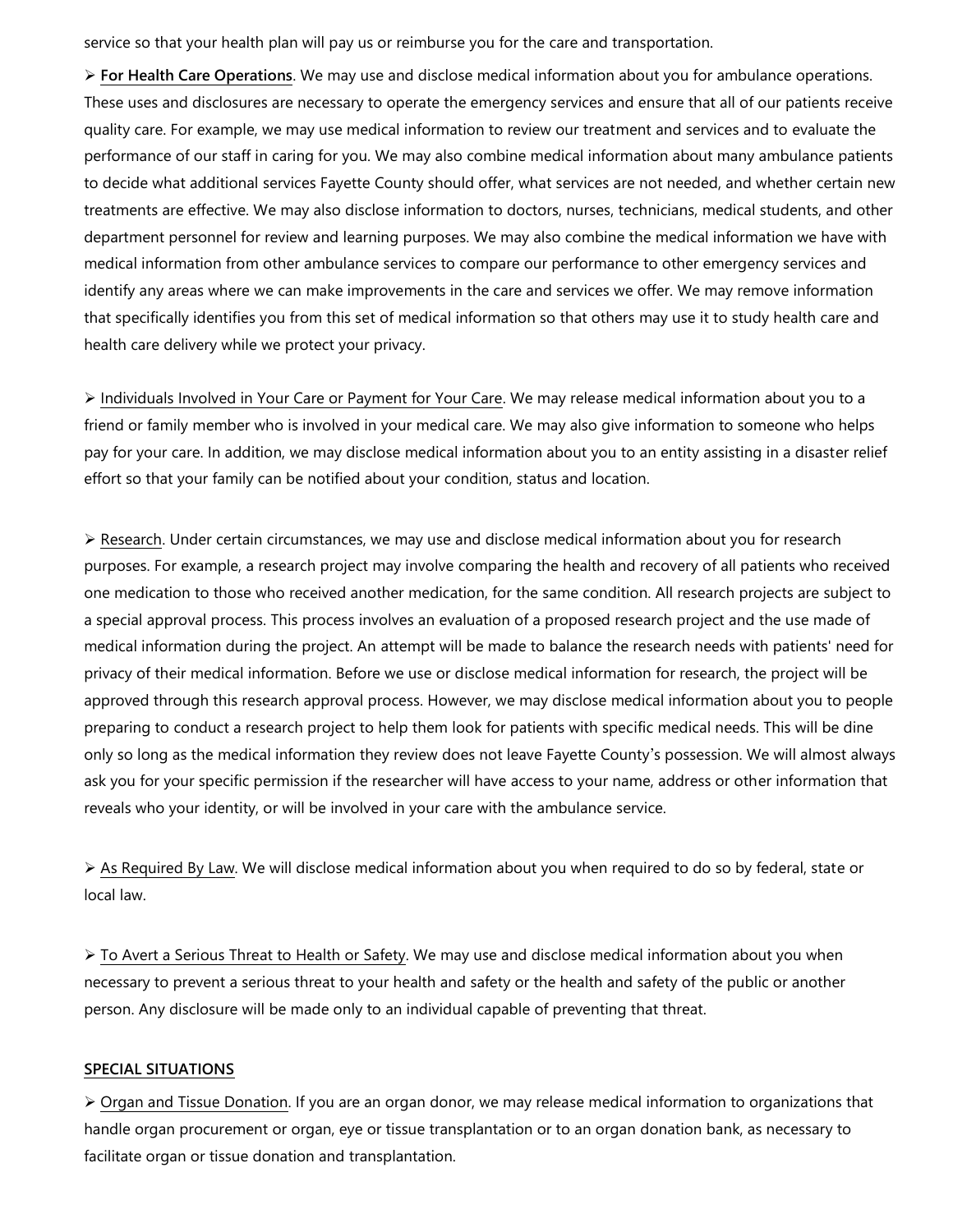service so that your health plan will pay us or reimburse you for the care and transportation.

➢ **For Health Care Operations**. We may use and disclose medical information about you for ambulance operations. These uses and disclosures are necessary to operate the emergency services and ensure that all of our patients receive quality care. For example, we may use medical information to review our treatment and services and to evaluate the performance of our staff in caring for you. We may also combine medical information about many ambulance patients to decide what additional services Fayette County should offer, what services are not needed, and whether certain new treatments are effective. We may also disclose information to doctors, nurses, technicians, medical students, and other department personnel for review and learning purposes. We may also combine the medical information we have with medical information from other ambulance services to compare our performance to other emergency services and identify any areas where we can make improvements in the care and services we offer. We may remove information that specifically identifies you from this set of medical information so that others may use it to study health care and health care delivery while we protect your privacy.

➢ Individuals Involved in Your Care or Payment for Your Care. We may release medical information about you to a friend or family member who is involved in your medical care. We may also give information to someone who helps pay for your care. In addition, we may disclose medical information about you to an entity assisting in a disaster relief effort so that your family can be notified about your condition, status and location.

➢ Research. Under certain circumstances, we may use and disclose medical information about you for research purposes. For example, a research project may involve comparing the health and recovery of all patients who received one medication to those who received another medication, for the same condition. All research projects are subject to a special approval process. This process involves an evaluation of a proposed research project and the use made of medical information during the project. An attempt will be made to balance the research needs with patients' need for privacy of their medical information. Before we use or disclose medical information for research, the project will be approved through this research approval process. However, we may disclose medical information about you to people preparing to conduct a research project to help them look for patients with specific medical needs. This will be dine only so long as the medical information they review does not leave Fayette County's possession. We will almost always ask you for your specific permission if the researcher will have access to your name, address or other information that reveals who your identity, or will be involved in your care with the ambulance service.

➢ As Required By Law. We will disclose medical information about you when required to do so by federal, state or local law.

➢ To Avert a Serious Threat to Health or Safety. We may use and disclose medical information about you when necessary to prevent a serious threat to your health and safety or the health and safety of the public or another person. Any disclosure will be made only to an individual capable of preventing that threat.

**SPECIAL SITUATIONS**

➢ Organ and Tissue Donation. If you are an organ donor, we may release medical information to organizations that handle organ procurement or organ, eye or tissue transplantation or to an organ donation bank, as necessary to facilitate organ or tissue donation and transplantation.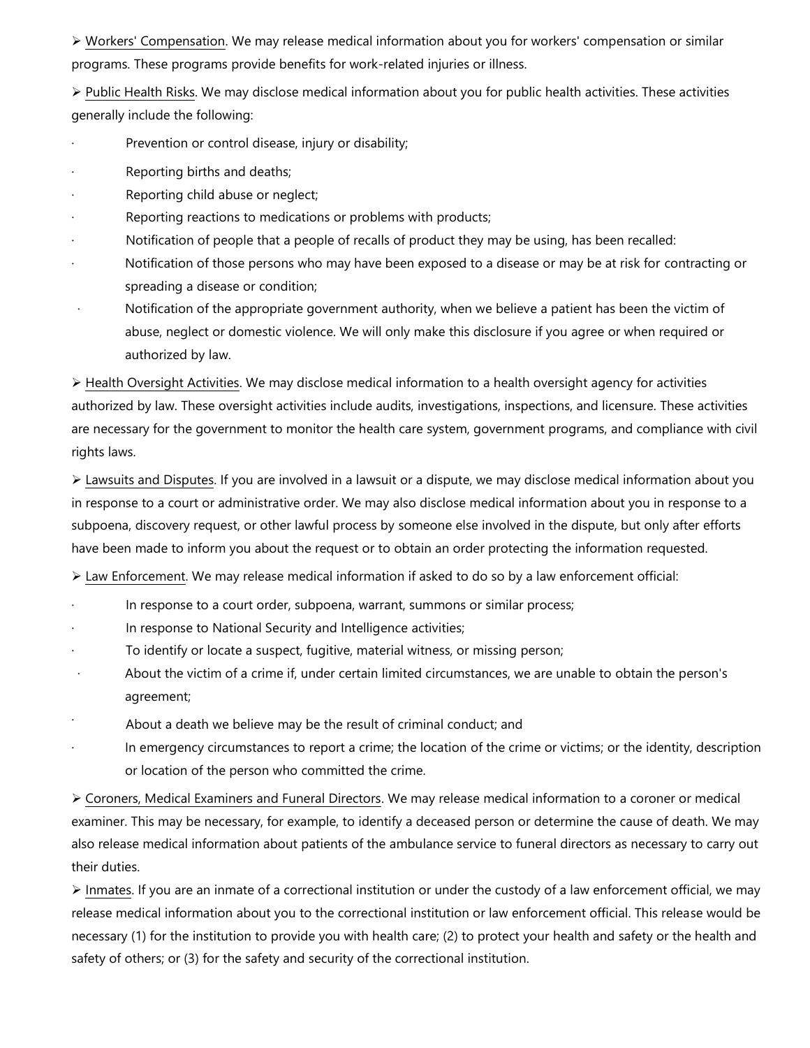➢ <u>Workers' Compensation</u>. We may release medical information about you for workers' compensation or similar programs. These programs provide benefits for work-related injuries or illness.

➢ <u>Public Health Risks</u>. We may disclose medical information about you for public health activities. These activities generally include the following:

- Prevention or control disease, injury or disability;
- Reporting births and deaths;
- Reporting child abuse or neglect;
- Reporting reactions to medications or problems with products;
- Notification of people that a people of recalls of product they may be using, has been recalled:
- Notification of those persons who may have been exposed to a disease or may be at risk for contracting or spreading a disease or condition;
- Notification of the appropriate government authority, when we believe a patient has been the victim of abuse, neglect or domestic violence. We will only make this disclosure if you agree or when required or authorized by law.

➢ <u>Health Oversight Activities</u>. We may disclose medical information to a health oversight agency for activities authorized by law. These oversight activities include audits, investigations, inspections, and licensure. These activities are necessary for the government to monitor the health care system, government programs, and compliance with civil rights laws.

➢ <u>Lawsuits and Disputes</u>. If you are involved in a lawsuit or a dispute, we may disclose medical information about you in response to a court or administrative order. We may also disclose medical information about you in response to a subpoena, discovery request, or other lawful process by someone else involved in the dispute, but only after efforts have been made to inform you about the request or to obtain an order protecting the information requested.

➢ <u>Law Enforcement</u>. We may release medical information if asked to do so by a law enforcement official:

- In response to a court order, subpoena, warrant, summons or similar process;
- In response to National Security and Intelligence activities;
- To identify or locate a suspect, fugitive, material witness, or missing person;
- About the victim of a crime if, under certain limited circumstances, we are unable to obtain the person's agreement;
- About a death we believe may be the result of criminal conduct; and
- In emergency circumstances to report a crime; the location of the crime or victims; or the identity, description or location of the person who committed the crime.

➢ <u>Coroners, Medical Examiners and Funeral Directors</u>. We may release medical information to a coroner or medical examiner. This may be necessary, for example, to identify a deceased person or determine the cause of death. We may also release medical information about patients of the ambulance service to funeral directors as necessary to carry out their duties.

➢ <u>Inmates</u>. If you are an inmate of a correctional institution or under the custody of a law enforcement official, we may release medical information about you to the correctional institution or law enforcement official. This release would be necessary (1) for the institution to provide you with health care; (2) to protect your health and safety or the health and safety of others; or (3) for the safety and security of the correctional institution.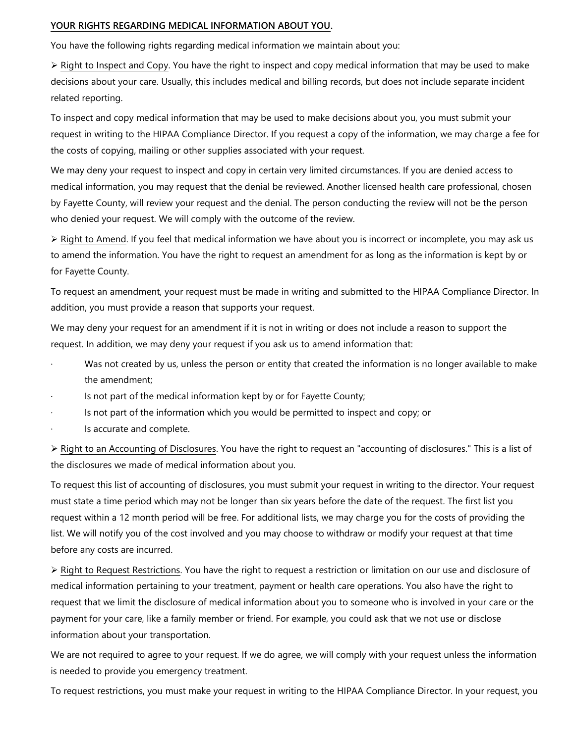**YOUR RIGHTS REGARDING MEDICAL INFORMATION ABOUT YOU**.

You have the following rights regarding medical information we maintain about you:

➢ Right to Inspect and Copy. You have the right to inspect and copy medical information that may be used to make decisions about your care. Usually, this includes medical and billing records, but does not include separate incident related reporting.

To inspect and copy medical information that may be used to make decisions about you, you must submit your request in writing to the HIPAA Compliance Director. If you request a copy of the information, we may charge a fee for the costs of copying, mailing or other supplies associated with your request.

We may deny your request to inspect and copy in certain very limited circumstances. If you are denied access to medical information, you may request that the denial be reviewed. Another licensed health care professional, chosen by Fayette County, will review your request and the denial. The person conducting the review will not be the person who denied your request. We will comply with the outcome of the review.

➢ Right to Amend. If you feel that medical information we have about you is incorrect or incomplete, you may ask us to amend the information. You have the right to request an amendment for as long as the information is kept by or for Fayette County.

To request an amendment, your request must be made in writing and submitted to the HIPAA Compliance Director. In addition, you must provide a reason that supports your request.

We may deny your request for an amendment if it is not in writing or does not include a reason to support the request. In addition, we may deny your request if you ask us to amend information that:

- Was not created by us, unless the person or entity that created the information is no longer available to make the amendment;
- Is not part of the medical information kept by or for Fayette County;
- Is not part of the information which you would be permitted to inspect and copy; or
- Is accurate and complete.

➢ Right to an Accounting of Disclosures. You have the right to request an "accounting of disclosures." This is a list of the disclosures we made of medical information about you.

To request this list of accounting of disclosures, you must submit your request in writing to the director. Your request must state a time period which may not be longer than six years before the date of the request. The first list you request within a 12 month period will be free. For additional lists, we may charge you for the costs of providing the list. We will notify you of the cost involved and you may choose to withdraw or modify your request at that time before any costs are incurred.

➢ Right to Request Restrictions. You have the right to request a restriction or limitation on our use and disclosure of medical information pertaining to your treatment, payment or health care operations. You also have the right to request that we limit the disclosure of medical information about you to someone who is involved in your care or the payment for your care, like a family member or friend. For example, you could ask that we not use or disclose information about your transportation.

We are not required to agree to your request. If we do agree, we will comply with your request unless the information is needed to provide you emergency treatment.

To request restrictions, you must make your request in writing to the HIPAA Compliance Director. In your request, you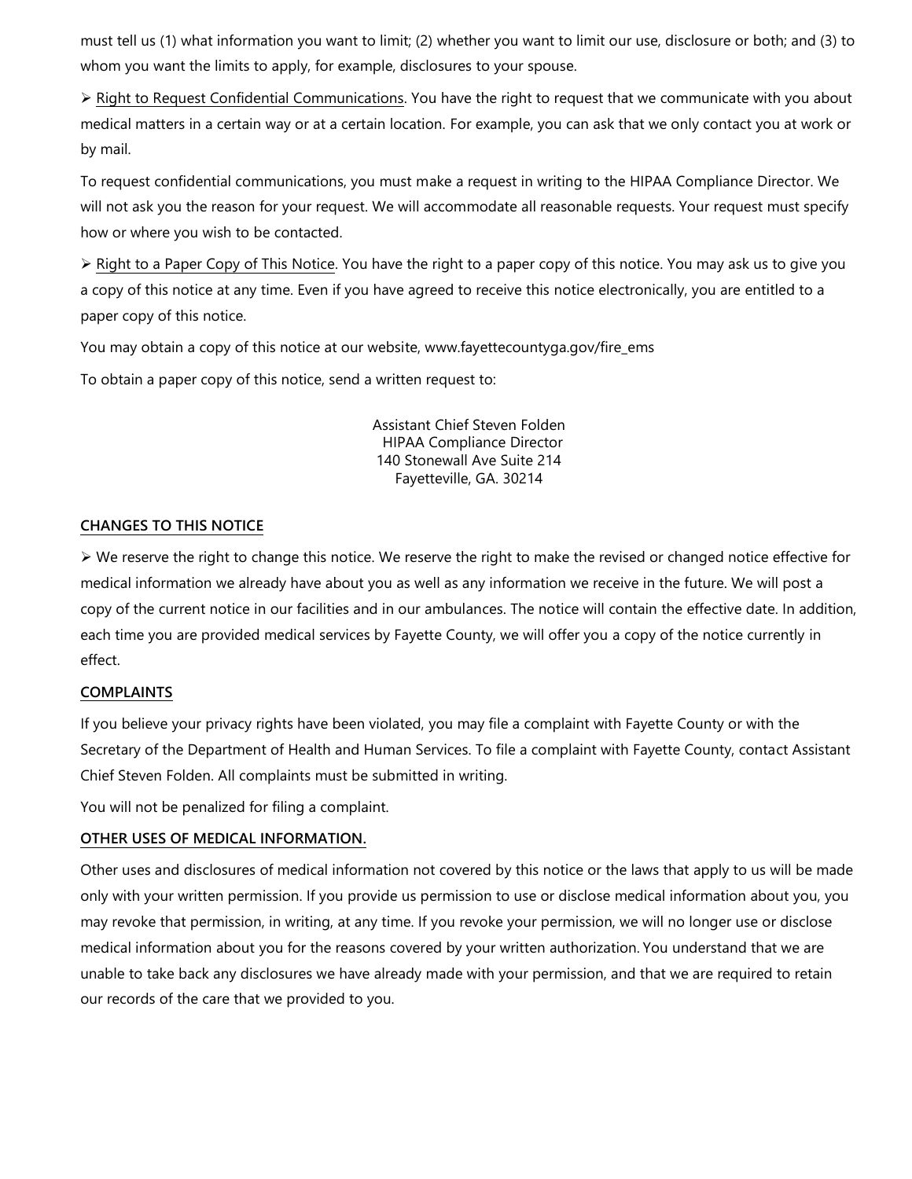must tell us (1) what information you want to limit; (2) whether you want to limit our use, disclosure or both; and (3) to whom you want the limits to apply, for example, disclosures to your spouse.

➢ Right to Request Confidential Communications. You have the right to request that we communicate with you about medical matters in a certain way or at a certain location. For example, you can ask that we only contact you at work or by mail.

To request confidential communications, you must make a request in writing to the HIPAA Compliance Director. We will not ask you the reason for your request. We will accommodate all reasonable requests. Your request must specify how or where you wish to be contacted.

➢ Right to a Paper Copy of This Notice. You have the right to a paper copy of this notice. You may ask us to give you a copy of this notice at any time. Even if you have agreed to receive this notice electronically, you are entitled to a paper copy of this notice.

You may obtain a copy of this notice at our website, www.fayettecountyga.gov/fire_ems

To obtain a paper copy of this notice, send a written request to:

Assistant Chief Steven Folden
HIPAA Compliance Director
140 Stonewall Ave Suite 214
Fayetteville, GA. 30214

**CHANGES TO THIS NOTICE**

➢ We reserve the right to change this notice. We reserve the right to make the revised or changed notice effective for medical information we already have about you as well as any information we receive in the future. We will post a copy of the current notice in our facilities and in our ambulances. The notice will contain the effective date. In addition, each time you are provided medical services by Fayette County, we will offer you a copy of the notice currently in effect.

**COMPLAINTS**

If you believe your privacy rights have been violated, you may file a complaint with Fayette County or with the Secretary of the Department of Health and Human Services. To file a complaint with Fayette County, contact Assistant Chief Steven Folden. All complaints must be submitted in writing.

You will not be penalized for filing a complaint.

**OTHER USES OF MEDICAL INFORMATION.**

Other uses and disclosures of medical information not covered by this notice or the laws that apply to us will be made only with your written permission. If you provide us permission to use or disclose medical information about you, you may revoke that permission, in writing, at any time. If you revoke your permission, we will no longer use or disclose medical information about you for the reasons covered by your written authorization. You understand that we are unable to take back any disclosures we have already made with your permission, and that we are required to retain our records of the care that we provided to you.